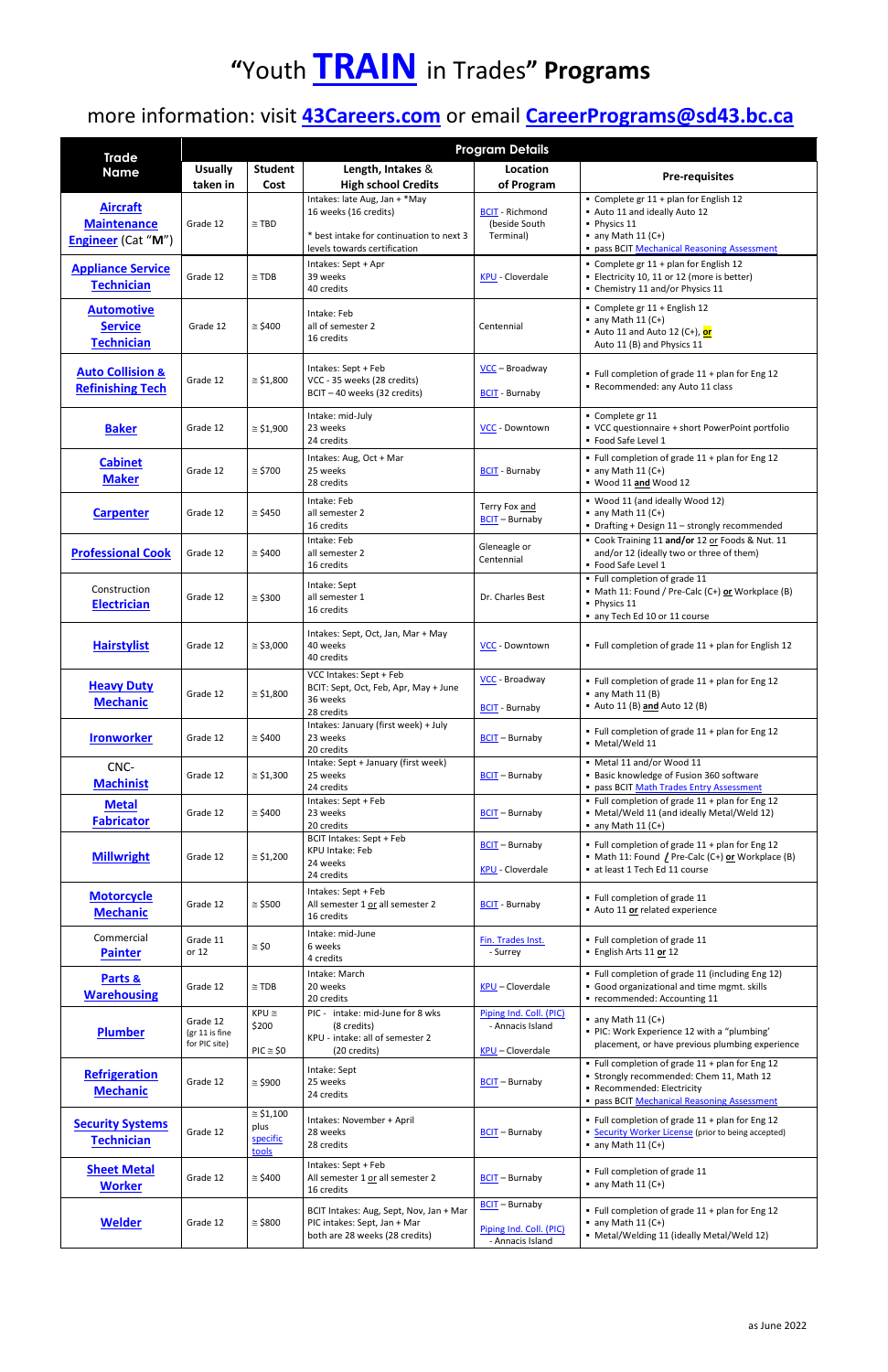# "Youth **TRAIN** in Trades" Programs

## more information: visit **43Careers.com** or email **CareerPrograms@sd43.bc.ca**

| Trade Name | Program Details | | | | |
|---|---|---|---|---|---|
| | Usually taken in | Student Cost | Length, Intakes & High school Credits | Location of Program | Pre-requisites |
| **Aircraft Maintenance Engineer** (Cat "**M**") | Grade 12 | ≅ TBD | Intakes: late Aug, Jan + *May<br>16 weeks (16 credits)<br><br>* best intake for continuation to next 3 levels towards certification | BCIT - Richmond (beside South Terminal) | ▪ Complete gr 11 + plan for English 12<br>▪ Auto 11 and ideally Auto 12<br>▪ Physics 11<br>▪ any Math 11 (C+)<br>▪ pass BCIT Mechanical Reasoning Assessment |
| **Appliance Service Technician** | Grade 12 | ≅ TDB | Intakes: Sept + Apr<br>39 weeks<br>40 credits | KPU - Cloverdale | ▪ Complete gr 11 + plan for English 12<br>▪ Electricity 10, 11 or 12 (more is better)<br>▪ Chemistry 11 and/or Physics 11 |
| **Automotive Service Technician** | Grade 12 | ≅ $400 | Intake: Feb<br>all of semester 2<br>16 credits | Centennial | ▪ Complete gr 11 + English 12<br>▪ any Math 11 (C+)<br>▪ Auto 11 and Auto 12 (C+), **or** Auto 11 (B) and Physics 11 |
| **Auto Collision & Refinishing Tech** | Grade 12 | ≅ $1,800 | Intakes: Sept + Feb<br>VCC - 35 weeks (28 credits)<br>BCIT – 40 weeks (32 credits) | VCC – Broadway<br><br>BCIT - Burnaby | ▪ Full completion of grade 11 + plan for Eng 12<br>▪ Recommended: any Auto 11 class |
| **Baker** | Grade 12 | ≅ $1,900 | Intake: mid-July<br>23 weeks<br>24 credits | VCC - Downtown | ▪ Complete gr 11<br>▪ VCC questionnaire + short PowerPoint portfolio<br>▪ Food Safe Level 1 |
| **Cabinet Maker** | Grade 12 | ≅ $700 | Intakes: Aug, Oct + Mar<br>25 weeks<br>28 credits | BCIT - Burnaby | ▪ Full completion of grade 11 + plan for Eng 12<br>▪ any Math 11 (C+)<br>▪ Wood 11 **and** Wood 12 |
| **Carpenter** | Grade 12 | ≅ $450 | Intake: Feb<br>all semester 2<br>16 credits | Terry Fox and BCIT – Burnaby | ▪ Wood 11 (and ideally Wood 12)<br>▪ any Math 11 (C+)<br>▪ Drafting + Design 11 – strongly recommended |
| **Professional Cook** | Grade 12 | ≅ $400 | Intake: Feb<br>all semester 2<br>16 credits | Gleneagle or Centennial | ▪ Cook Training 11 **and/or** 12 or Foods & Nut. 11 and/or 12 (ideally two or three of them)<br>▪ Food Safe Level 1 |
| Construction **Electrician** | Grade 12 | ≅ $300 | Intake: Sept<br>all semester 1<br>16 credits | Dr. Charles Best | ▪ Full completion of grade 11<br>▪ Math 11: Found / Pre-Calc (C+) **or** Workplace (B)<br>▪ Physics 11<br>▪ any Tech Ed 10 or 11 course |
| **Hairstylist** | Grade 12 | ≅ $3,000 | Intakes: Sept, Oct, Jan, Mar + May<br>40 weeks<br>40 credits | VCC - Downtown | ▪ Full completion of grade 11 + plan for English 12 |
| **Heavy Duty Mechanic** | Grade 12 | ≅ $1,800 | VCC Intakes: Sept + Feb<br>BCIT: Sept, Oct, Feb, Apr, May + June<br>36 weeks<br>28 credits | VCC – Broadway<br><br>BCIT - Burnaby | ▪ Full completion of grade 11 + plan for Eng 12<br>▪ any Math 11 (B)<br>▪ Auto 11 (B) **and** Auto 12 (B) |
| **Ironworker** | Grade 12 | ≅ $400 | Intakes: January (first week) + July<br>23 weeks<br>20 credits | BCIT – Burnaby | ▪ Full completion of grade 11 + plan for Eng 12<br>▪ Metal/Weld 11 |
| CNC-**Machinist** | Grade 12 | ≅ $1,300 | Intake: Sept + January (first week)<br>25 weeks<br>24 credits | BCIT – Burnaby | ▪ Metal 11 and/or Wood 11<br>▪ Basic knowledge of Fusion 360 software<br>▪ pass BCIT Math Trades Entry Assessment |
| **Metal Fabricator** | Grade 12 | ≅ $400 | Intakes: Sept + Feb<br>23 weeks<br>20 credits | BCIT – Burnaby | ▪ Full completion of grade 11 + plan for Eng 12<br>▪ Metal/Weld 11 (and ideally Metal/Weld 12)<br>▪ any Math 11 (C+) |
| **Millwright** | Grade 12 | ≅ $1,200 | BCIT Intakes: Sept + Feb<br>KPU Intake: Feb<br>24 weeks<br>24 credits | BCIT – Burnaby<br><br>KPU - Cloverdale | ▪ Full completion of grade 11 + plan for Eng 12<br>▪ Math 11: Found / Pre-Calc (C+) **or** Workplace (B)<br>▪ at least 1 Tech Ed 11 course |
| **Motorcycle Mechanic** | Grade 12 | ≅ $500 | Intakes: Sept + Feb<br>All semester 1 or all semester 2<br>16 credits | BCIT – Burnaby | ▪ Full completion of grade 11<br>▪ Auto 11 **or** related experience |
| Commercial **Painter** | Grade 11 or 12 | ≅ $0 | Intake: mid-June<br>6 weeks<br>4 credits | Fin. Trades Inst. - Surrey | ▪ Full completion of grade 11<br>▪ English Arts 11 **or** 12 |
| **Parts & Warehousing** | Grade 12 | ≅ TDB | Intake: March<br>20 weeks<br>20 credits | KPU – Cloverdale | ▪ Full completion of grade 11 (including Eng 12)<br>▪ Good organizational and time mgmt. skills<br>▪ recommended: Accounting 11 |
| **Plumber** | Grade 12 (gr 11 is fine for PIC site) | KPU ≅ $200<br><br>PIC ≅ $0 | PIC - intake: mid-June for 8 wks (8 credits)<br>KPU - intake: all of semester 2 (20 credits) | Piping Ind. Coll. (PIC) - Annacis Island<br><br>KPU – Cloverdale | ▪ any Math 11 (C+)<br>▪ PIC: Work Experience 12 with a "plumbing" placement, or have previous plumbing experience |
| **Refrigeration Mechanic** | Grade 12 | ≅ $900 | Intake: Sept<br>25 weeks<br>24 credits | BCIT – Burnaby | ▪ Full completion of grade 11 + plan for Eng 12<br>▪ Strongly recommended: Chem 11, Math 12<br>▪ Recommended: Electricity<br>▪ pass BCIT Mechanical Reasoning Assessment |
| **Security Systems Technician** | Grade 12 | ≅ $1,100 plus specific tools | Intakes: November + April<br>28 weeks<br>28 credits | BCIT – Burnaby | ▪ Full completion of grade 11 + plan for Eng 12<br>▪ Security Worker License (prior to being accepted)<br>▪ any Math 11 (C+) |
| **Sheet Metal Worker** | Grade 12 | ≅ $400 | Intakes: Sept + Feb<br>All semester 1 or all semester 2<br>16 credits | BCIT – Burnaby | ▪ Full completion of grade 11<br>▪ any Math 11 (C+) |
| **Welder** | Grade 12 | ≅ $800 | BCIT Intakes: Aug, Sept, Nov, Jan + Mar<br>PIC intakes: Sept, Jan + Mar<br>both are 28 weeks (28 credits) | BCIT – Burnaby<br><br>Piping Ind. Coll. (PIC) - Annacis Island | ▪ Full completion of grade 11 + plan for Eng 12<br>▪ any Math 11 (C+)<br>▪ Metal/Welding 11 (ideally Metal/Weld 12) |

as June 2022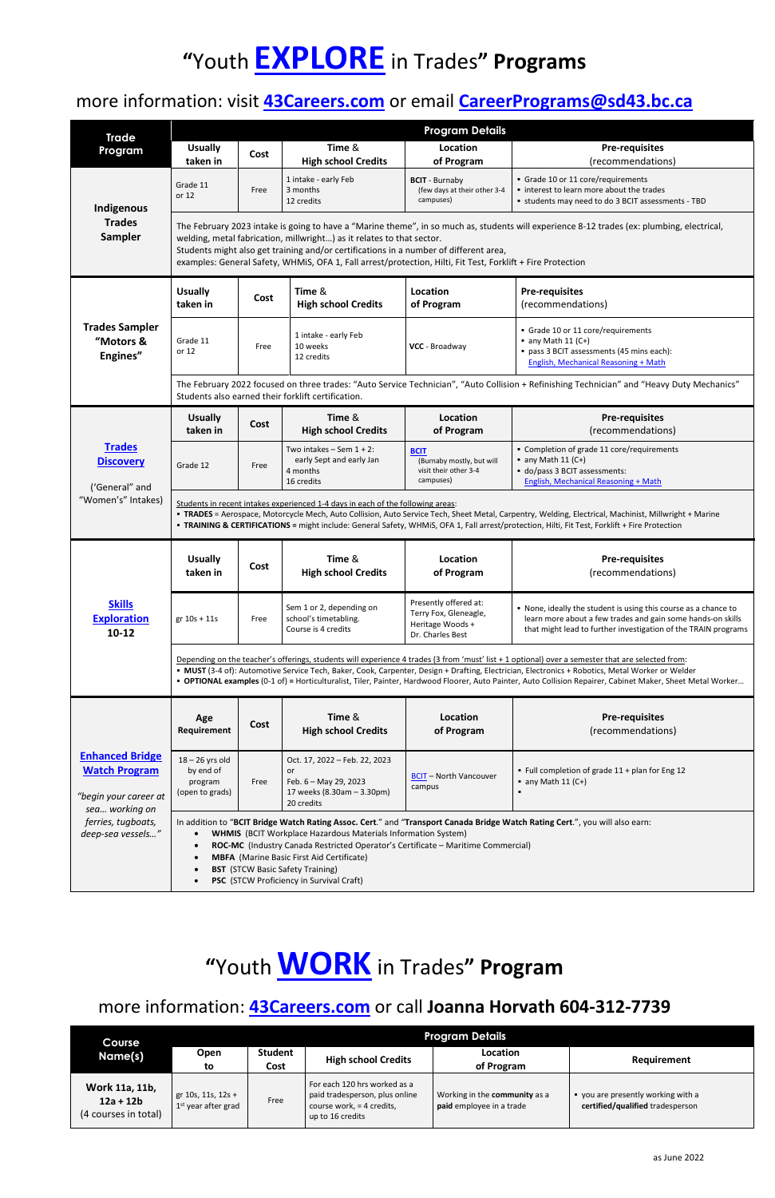# "Youth **EXPLORE** in Trades" Programs

## more information: visit 43Careers.com or email CareerPrograms@sd43.bc.ca

| Trade Program | Program Details | | | | |
|---|---|---|---|---|---|
| | **Usually taken in** | **Cost** | **Time & High school Credits** | **Location of Program** | **Pre-requisites (recommendations)** |
| **Indigenous Trades Sampler** | Grade 11 or 12 | Free | 1 intake - early Feb<br>3 months<br>12 credits | **BCIT** - Burnaby (few days at their other 3-4 campuses) | ▪ Grade 10 or 11 core/requirements<br>▪ interest to learn more about the trades<br>▪ students may need to do 3 BCIT assessments - TBD |
| | The February 2023 intake is going to have a "Marine theme", in so much as, students will experience 8-12 trades (ex: plumbing, electrical, welding, metal fabrication, millwright…) as it relates to that sector.<br>Students might also get training and/or certifications in a number of different area,<br>examples: General Safety, WHMiS, OFA 1, Fall arrest/protection, Hilti, Fit Test, Forklift + Fire Protection | | | | |
| **Trades Sampler "Motors & Engines"** | **Usually taken in** | **Cost** | **Time & High school Credits** | **Location of Program** | **Pre-requisites (recommendations)** |
| | Grade 11 or 12 | Free | 1 intake - early Feb<br>10 weeks<br>12 credits | **VCC** - Broadway | ▪ Grade 10 or 11 core/requirements<br>▪ any Math 11 (C+)<br>▪ pass 3 BCIT assessments (45 mins each): English, Mechanical Reasoning + Math |
| | The February 2022 focused on three trades: "Auto Service Technician", "Auto Collision + Refinishing Technician" and "Heavy Duty Mechanics" Students also earned their forklift certification. | | | | |
| **Trades Discovery** ('General" and "Women's" Intakes) | **Usually taken in** | **Cost** | **Time & High school Credits** | **Location of Program** | **Pre-requisites (recommendations)** |
| | Grade 12 | Free | Two intakes – Sem 1 + 2: early Sept and early Jan<br>4 months<br>16 credits | **BCIT** (Burnaby mostly, but will visit their other 3-4 campuses) | ▪ Completion of grade 11 core/requirements<br>▪ any Math 11 (C+)<br>▪ do/pass 3 BCIT assessments: English, Mechanical Reasoning + Math |
| | Students in recent intakes experienced 1-4 days in each of the following areas:<br>▪ **TRADES** = Aerospace, Motorcycle Mech, Auto Collision, Auto Service Tech, Sheet Metal, Carpentry, Welding, Electrical, Machinist, Millwright + Marine<br>▪ **TRAINING & CERTIFICATIONS** = might include: General Safety, WHMiS, OFA 1, Fall arrest/protection, Hilti, Fit Test, Forklift + Fire Protection | | | | |
| **Skills Exploration 10-12** | **Usually taken in** | **Cost** | **Time & High school Credits** | **Location of Program** | **Pre-requisites (recommendations)** |
| | gr 10s + 11s | Free | Sem 1 or 2, depending on school's timetabling.<br>Course is 4 credits | Presently offered at: Terry Fox, Gleneagle, Heritage Woods + Dr. Charles Best | ▪ None, ideally the student is using this course as a chance to learn more about a few trades and gain some hands-on skills that might lead to further investigation of the TRAIN programs |
| | Depending on the teacher's offerings, students will experience 4 trades (3 from 'must' list + 1 optional) over a semester that are selected from:<br>▪ **MUST** (3-4 of): Automotive Service Tech, Baker, Cook, Carpenter, Design + Drafting, Electrician, Electronics + Robotics, Metal Worker or Welder<br>▪ **OPTIONAL examples** (0-1 of) = Horticulturalist, Tiler, Painter, Hardwood Floorer, Auto Painter, Auto Collision Repairer, Cabinet Maker, Sheet Metal Worker… | | | | |
| **Enhanced Bridge Watch Program** *"begin your career at sea… working on ferries, tugboats, deep-sea vessels…"* | **Age Requirement** | **Cost** | **Time & High school Credits** | **Location of Program** | **Pre-requisites (recommendations)** |
| | 18 – 26 yrs old by end of program (open to grads) | Free | Oct. 17, 2022 – Feb. 22, 2023<br>or<br>Feb. 6 – May 29, 2023<br>17 weeks (8.30am – 3.30pm)<br>20 credits | BCIT – North Vancouver campus | ▪ Full completion of grade 11 + plan for Eng 12<br>▪ any Math 11 (C+)<br>▪ |
| | In addition to "**BCIT Bridge Watch Rating Assoc. Cert**." and "**Transport Canada Bridge Watch Rating Cert**.", you will also earn:<br>• **WHMIS** (BCIT Workplace Hazardous Materials Information System)<br>• **ROC-MC** (Industry Canada Restricted Operator's Certificate – Maritime Commercial)<br>• **MBFA** (Marine Basic First Aid Certificate)<br>• **BST** (STCW Basic Safety Training)<br>• **PSC** (STCW Proficiency in Survival Craft) | | | | |

# "Youth **WORK** in Trades" Program

## more information: 43Careers.com or call **Joanna Horvath 604-312-7739**

| Course Name(s) | Program Details | | | | |
|---|---|---|---|---|---|
| | **Open to** | **Student Cost** | **High school Credits** | **Location of Program** | **Requirement** |
| **Work 11a, 11b, 12a + 12b** (4 courses in total) | gr 10s, 11s, 12s + 1st year after grad | Free | For each 120 hrs worked as a paid tradesperson, plus online course work, = 4 credits, up to 16 credits | Working in the **community** as a **paid** employee in a trade | ▪ you are presently working with a **certified/qualified** tradesperson |

as June 2022